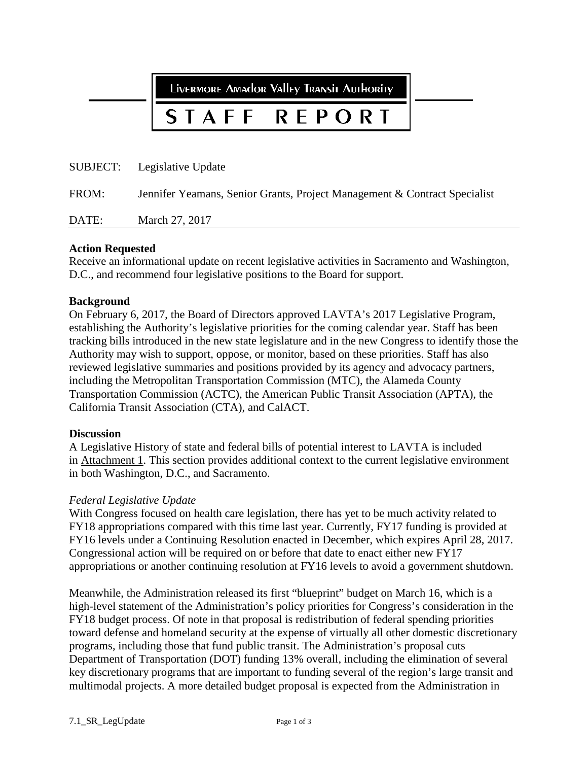# Livermore Amador Valley Transit Authority

# STAFF REPORT

SUBJECT: Legislative Update

FROM: Jennifer Yeamans, Senior Grants, Project Management & Contract Specialist

DATE: March 27, 2017

---

**Action Requested**

Receive an informational update on recent legislative activities in Sacramento and Washington, D.C., and recommend four legislative positions to the Board for support.

**Background**

On February 6, 2017, the Board of Directors approved LAVTA's 2017 Legislative Program, establishing the Authority's legislative priorities for the coming calendar year. Staff has been tracking bills introduced in the new state legislature and in the new Congress to identify those the Authority may wish to support, oppose, or monitor, based on these priorities. Staff has also reviewed legislative summaries and positions provided by its agency and advocacy partners, including the Metropolitan Transportation Commission (MTC), the Alameda County Transportation Commission (ACTC), the American Public Transit Association (APTA), the California Transit Association (CTA), and CalACT.

**Discussion**

A Legislative History of state and federal bills of potential interest to LAVTA is included in Attachment 1. This section provides additional context to the current legislative environment in both Washington, D.C., and Sacramento.

*Federal Legislative Update*

With Congress focused on health care legislation, there has yet to be much activity related to FY18 appropriations compared with this time last year. Currently, FY17 funding is provided at FY16 levels under a Continuing Resolution enacted in December, which expires April 28, 2017. Congressional action will be required on or before that date to enact either new FY17 appropriations or another continuing resolution at FY16 levels to avoid a government shutdown.

Meanwhile, the Administration released its first "blueprint" budget on March 16, which is a high-level statement of the Administration's policy priorities for Congress's consideration in the FY18 budget process. Of note in that proposal is redistribution of federal spending priorities toward defense and homeland security at the expense of virtually all other domestic discretionary programs, including those that fund public transit. The Administration's proposal cuts Department of Transportation (DOT) funding 13% overall, including the elimination of several key discretionary programs that are important to funding several of the region's large transit and multimodal projects. A more detailed budget proposal is expected from the Administration in

7.1_SR_LegUpdate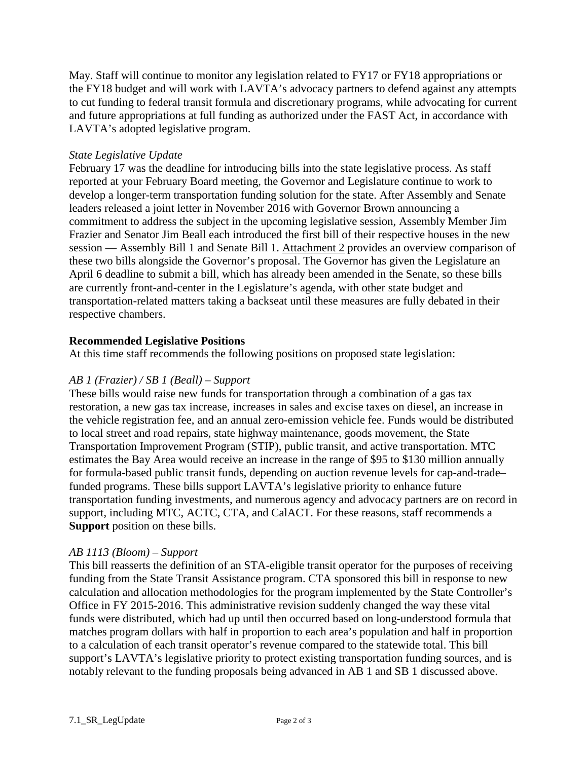May. Staff will continue to monitor any legislation related to FY17 or FY18 appropriations or the FY18 budget and will work with LAVTA's advocacy partners to defend against any attempts to cut funding to federal transit formula and discretionary programs, while advocating for current and future appropriations at full funding as authorized under the FAST Act, in accordance with LAVTA's adopted legislative program.

*State Legislative Update*

February 17 was the deadline for introducing bills into the state legislative process. As staff reported at your February Board meeting, the Governor and Legislature continue to work to develop a longer-term transportation funding solution for the state. After Assembly and Senate leaders released a joint letter in November 2016 with Governor Brown announcing a commitment to address the subject in the upcoming legislative session, Assembly Member Jim Frazier and Senator Jim Beall each introduced the first bill of their respective houses in the new session — Assembly Bill 1 and Senate Bill 1. Attachment 2 provides an overview comparison of these two bills alongside the Governor's proposal. The Governor has given the Legislature an April 6 deadline to submit a bill, which has already been amended in the Senate, so these bills are currently front-and-center in the Legislature's agenda, with other state budget and transportation-related matters taking a backseat until these measures are fully debated in their respective chambers.

**Recommended Legislative Positions**

At this time staff recommends the following positions on proposed state legislation:

*AB 1 (Frazier) / SB 1 (Beall) – Support*

These bills would raise new funds for transportation through a combination of a gas tax restoration, a new gas tax increase, increases in sales and excise taxes on diesel, an increase in the vehicle registration fee, and an annual zero-emission vehicle fee. Funds would be distributed to local street and road repairs, state highway maintenance, goods movement, the State Transportation Improvement Program (STIP), public transit, and active transportation. MTC estimates the Bay Area would receive an increase in the range of $95 to $130 million annually for formula-based public transit funds, depending on auction revenue levels for cap-and-trade–funded programs. These bills support LAVTA's legislative priority to enhance future transportation funding investments, and numerous agency and advocacy partners are on record in support, including MTC, ACTC, CTA, and CalACT. For these reasons, staff recommends a **Support** position on these bills.

*AB 1113 (Bloom) – Support*

This bill reasserts the definition of an STA-eligible transit operator for the purposes of receiving funding from the State Transit Assistance program. CTA sponsored this bill in response to new calculation and allocation methodologies for the program implemented by the State Controller's Office in FY 2015-2016. This administrative revision suddenly changed the way these vital funds were distributed, which had up until then occurred based on long-understood formula that matches program dollars with half in proportion to each area's population and half in proportion to a calculation of each transit operator's revenue compared to the statewide total. This bill support's LAVTA's legislative priority to protect existing transportation funding sources, and is notably relevant to the funding proposals being advanced in AB 1 and SB 1 discussed above.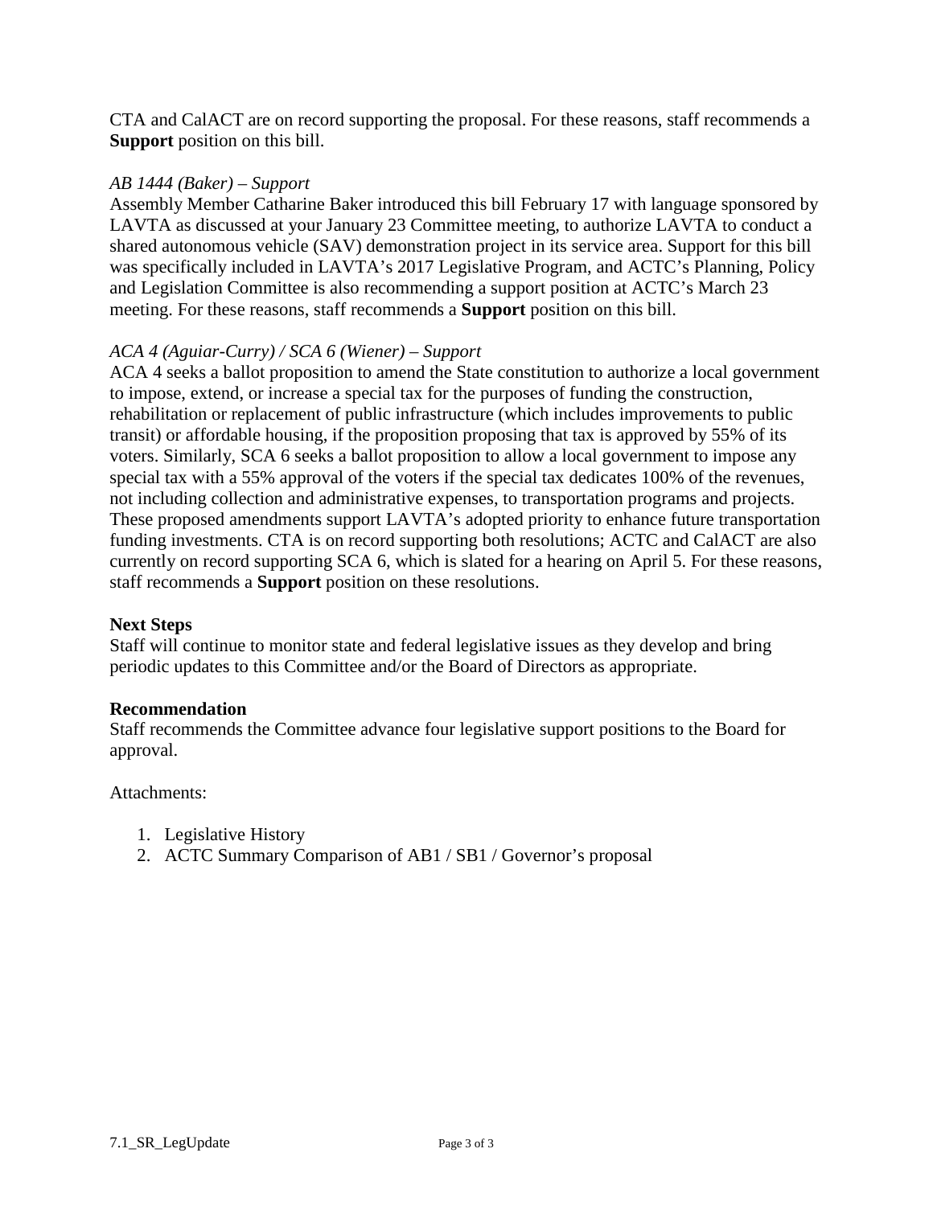CTA and CalACT are on record supporting the proposal. For these reasons, staff recommends a **Support** position on this bill.

*AB 1444 (Baker) – Support*
Assembly Member Catharine Baker introduced this bill February 17 with language sponsored by LAVTA as discussed at your January 23 Committee meeting, to authorize LAVTA to conduct a shared autonomous vehicle (SAV) demonstration project in its service area. Support for this bill was specifically included in LAVTA's 2017 Legislative Program, and ACTC's Planning, Policy and Legislation Committee is also recommending a support position at ACTC's March 23 meeting. For these reasons, staff recommends a **Support** position on this bill.

*ACA 4 (Aguiar-Curry) / SCA 6 (Wiener) – Support*
ACA 4 seeks a ballot proposition to amend the State constitution to authorize a local government to impose, extend, or increase a special tax for the purposes of funding the construction, rehabilitation or replacement of public infrastructure (which includes improvements to public transit) or affordable housing, if the proposition proposing that tax is approved by 55% of its voters. Similarly, SCA 6 seeks a ballot proposition to allow a local government to impose any special tax with a 55% approval of the voters if the special tax dedicates 100% of the revenues, not including collection and administrative expenses, to transportation programs and projects. These proposed amendments support LAVTA's adopted priority to enhance future transportation funding investments. CTA is on record supporting both resolutions; ACTC and CalACT are also currently on record supporting SCA 6, which is slated for a hearing on April 5. For these reasons, staff recommends a **Support** position on these resolutions.

**Next Steps**
Staff will continue to monitor state and federal legislative issues as they develop and bring periodic updates to this Committee and/or the Board of Directors as appropriate.

**Recommendation**
Staff recommends the Committee advance four legislative support positions to the Board for approval.

Attachments:

1. Legislative History
2. ACTC Summary Comparison of AB1 / SB1 / Governor's proposal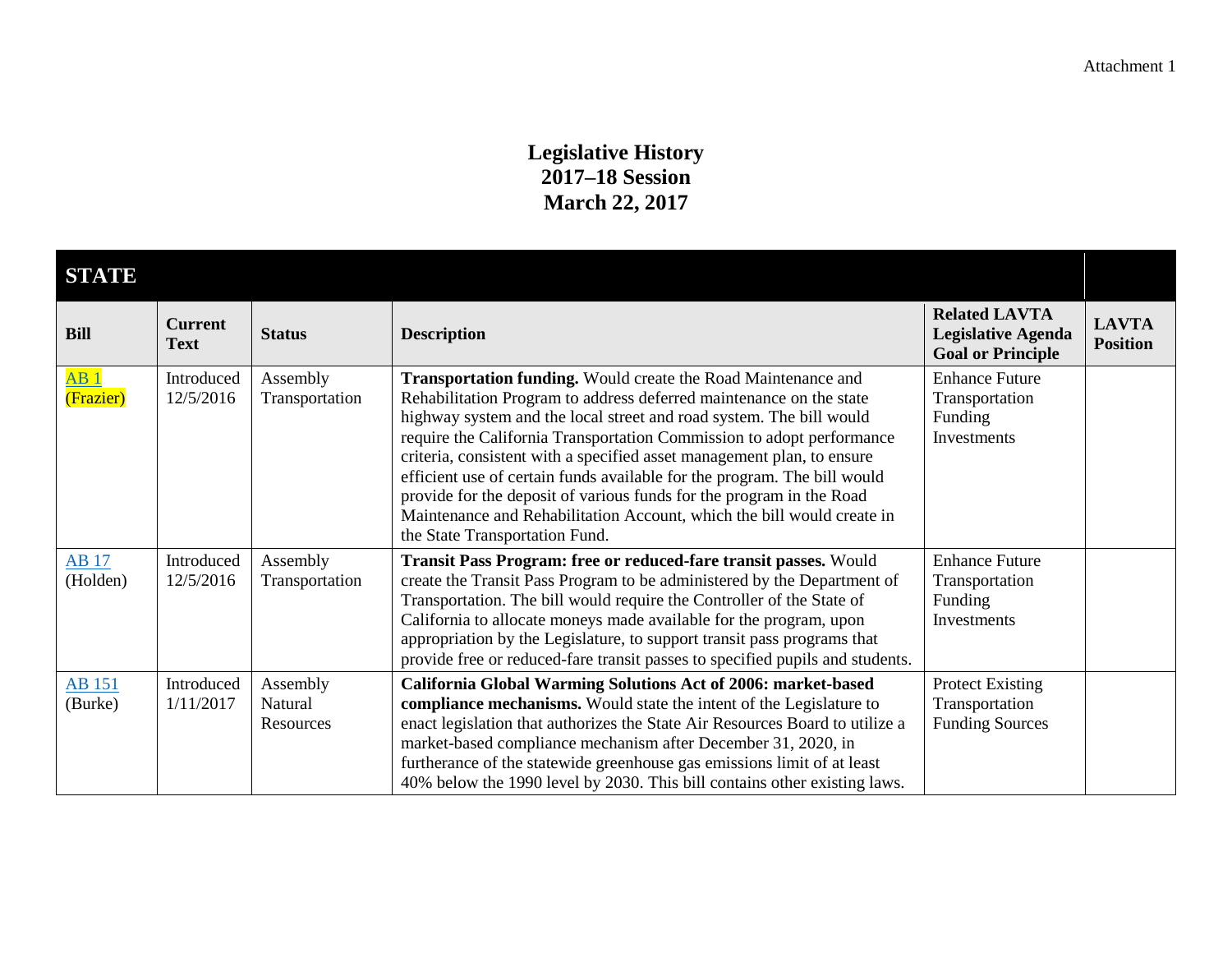Attachment 1

# Legislative History
## 2017–18 Session
## March 22, 2017

| STATE | | | | | |
|---|---|---|---|---|---|
| **Bill** | **Current Text** | **Status** | **Description** | **Related LAVTA Legislative Agenda Goal or Principle** | **LAVTA Position** |
| AB 1 (Frazier) | Introduced 12/5/2016 | Assembly Transportation | **Transportation funding.** Would create the Road Maintenance and Rehabilitation Program to address deferred maintenance on the state highway system and the local street and road system. The bill would require the California Transportation Commission to adopt performance criteria, consistent with a specified asset management plan, to ensure efficient use of certain funds available for the program. The bill would provide for the deposit of various funds for the program in the Road Maintenance and Rehabilitation Account, which the bill would create in the State Transportation Fund. | Enhance Future Transportation Funding Investments | |
| AB 17 (Holden) | Introduced 12/5/2016 | Assembly Transportation | **Transit Pass Program: free or reduced-fare transit passes.** Would create the Transit Pass Program to be administered by the Department of Transportation. The bill would require the Controller of the State of California to allocate moneys made available for the program, upon appropriation by the Legislature, to support transit pass programs that provide free or reduced-fare transit passes to specified pupils and students. | Enhance Future Transportation Funding Investments | |
| AB 151 (Burke) | Introduced 1/11/2017 | Assembly Natural Resources | **California Global Warming Solutions Act of 2006: market-based compliance mechanisms.** Would state the intent of the Legislature to enact legislation that authorizes the State Air Resources Board to utilize a market-based compliance mechanism after December 31, 2020, in furtherance of the statewide greenhouse gas emissions limit of at least 40% below the 1990 level by 2030. This bill contains other existing laws. | Protect Existing Transportation Funding Sources | |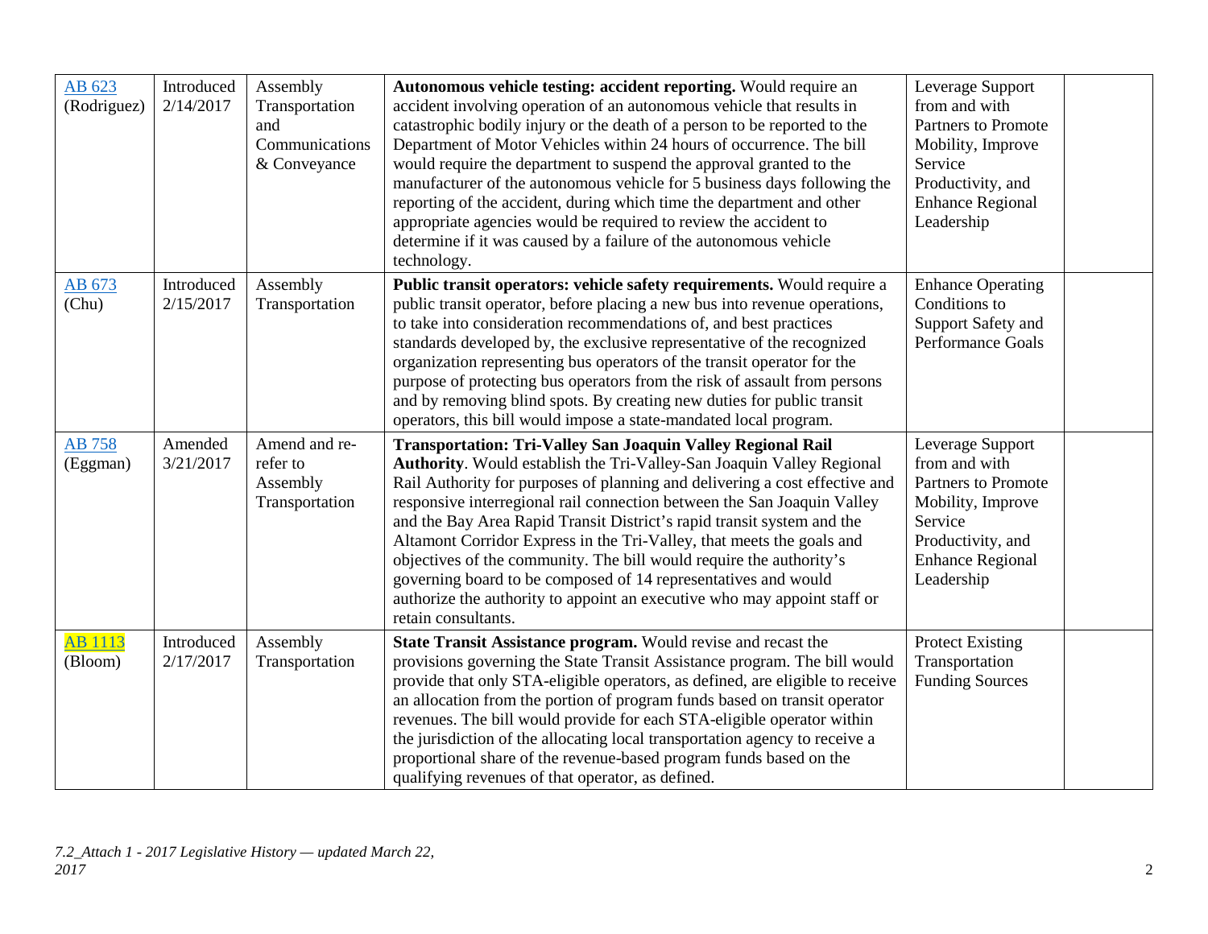| | | | | | |
|---|---|---|---|---|---|
| AB 623 (Rodriguez) | Introduced 2/14/2017 | Assembly Transportation and Communications & Conveyance | **Autonomous vehicle testing: accident reporting.** Would require an accident involving operation of an autonomous vehicle that results in catastrophic bodily injury or the death of a person to be reported to the Department of Motor Vehicles within 24 hours of occurrence. The bill would require the department to suspend the approval granted to the manufacturer of the autonomous vehicle for 5 business days following the reporting of the accident, during which time the department and other appropriate agencies would be required to review the accident to determine if it was caused by a failure of the autonomous vehicle technology. | Leverage Support from and with Partners to Promote Mobility, Improve Service Productivity, and Enhance Regional Leadership | |
| AB 673 (Chu) | Introduced 2/15/2017 | Assembly Transportation | **Public transit operators: vehicle safety requirements.** Would require a public transit operator, before placing a new bus into revenue operations, to take into consideration recommendations of, and best practices standards developed by, the exclusive representative of the recognized organization representing bus operators of the transit operator for the purpose of protecting bus operators from the risk of assault from persons and by removing blind spots. By creating new duties for public transit operators, this bill would impose a state-mandated local program. | Enhance Operating Conditions to Support Safety and Performance Goals | |
| AB 758 (Eggman) | Amended 3/21/2017 | Amend and re-refer to Assembly Transportation | **Transportation: Tri-Valley San Joaquin Valley Regional Rail Authority**. Would establish the Tri-Valley-San Joaquin Valley Regional Rail Authority for purposes of planning and delivering a cost effective and responsive interregional rail connection between the San Joaquin Valley and the Bay Area Rapid Transit District's rapid transit system and the Altamont Corridor Express in the Tri-Valley, that meets the goals and objectives of the community. The bill would require the authority's governing board to be composed of 14 representatives and would authorize the authority to appoint an executive who may appoint staff or retain consultants. | Leverage Support from and with Partners to Promote Mobility, Improve Service Productivity, and Enhance Regional Leadership | |
| AB 1113 (Bloom) | Introduced 2/17/2017 | Assembly Transportation | **State Transit Assistance program.** Would revise and recast the provisions governing the State Transit Assistance program. The bill would provide that only STA-eligible operators, as defined, are eligible to receive an allocation from the portion of program funds based on transit operator revenues. The bill would provide for each STA-eligible operator within the jurisdiction of the allocating local transportation agency to receive a proportional share of the revenue-based program funds based on the qualifying revenues of that operator, as defined. | Protect Existing Transportation Funding Sources | |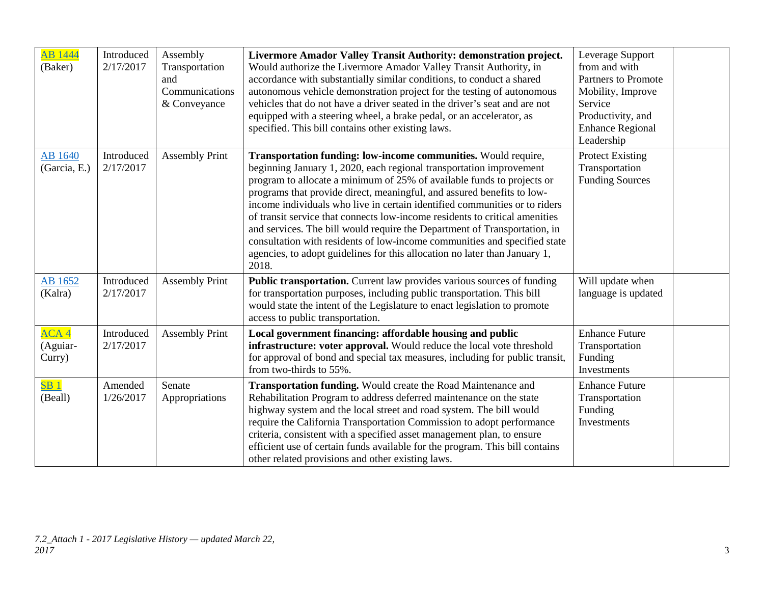| | | | | | |
|---|---|---|---|---|---|
| AB 1444 (Baker) | Introduced 2/17/2017 | Assembly Transportation and Communications & Conveyance | **Livermore Amador Valley Transit Authority: demonstration project.** Would authorize the Livermore Amador Valley Transit Authority, in accordance with substantially similar conditions, to conduct a shared autonomous vehicle demonstration project for the testing of autonomous vehicles that do not have a driver seated in the driver's seat and are not equipped with a steering wheel, a brake pedal, or an accelerator, as specified. This bill contains other existing laws. | Leverage Support from and with Partners to Promote Mobility, Improve Service Productivity, and Enhance Regional Leadership | |
| AB 1640 (Garcia, E.) | Introduced 2/17/2017 | Assembly Print | **Transportation funding: low-income communities.** Would require, beginning January 1, 2020, each regional transportation improvement program to allocate a minimum of 25% of available funds to projects or programs that provide direct, meaningful, and assured benefits to low-income individuals who live in certain identified communities or to riders of transit service that connects low-income residents to critical amenities and services. The bill would require the Department of Transportation, in consultation with residents of low-income communities and specified state agencies, to adopt guidelines for this allocation no later than January 1, 2018. | Protect Existing Transportation Funding Sources | |
| AB 1652 (Kalra) | Introduced 2/17/2017 | Assembly Print | **Public transportation.** Current law provides various sources of funding for transportation purposes, including public transportation. This bill would state the intent of the Legislature to enact legislation to promote access to public transportation. | Will update when language is updated | |
| ACA 4 (Aguiar-Curry) | Introduced 2/17/2017 | Assembly Print | **Local government financing: affordable housing and public infrastructure: voter approval.** Would reduce the local vote threshold for approval of bond and special tax measures, including for public transit, from two-thirds to 55%. | Enhance Future Transportation Funding Investments | |
| SB 1 (Beall) | Amended 1/26/2017 | Senate Appropriations | **Transportation funding.** Would create the Road Maintenance and Rehabilitation Program to address deferred maintenance on the state highway system and the local street and road system. The bill would require the California Transportation Commission to adopt performance criteria, consistent with a specified asset management plan, to ensure efficient use of certain funds available for the program. This bill contains other related provisions and other existing laws. | Enhance Future Transportation Funding Investments | |

*7.2_Attach 1 - 2017 Legislative History — updated March 22, 2017*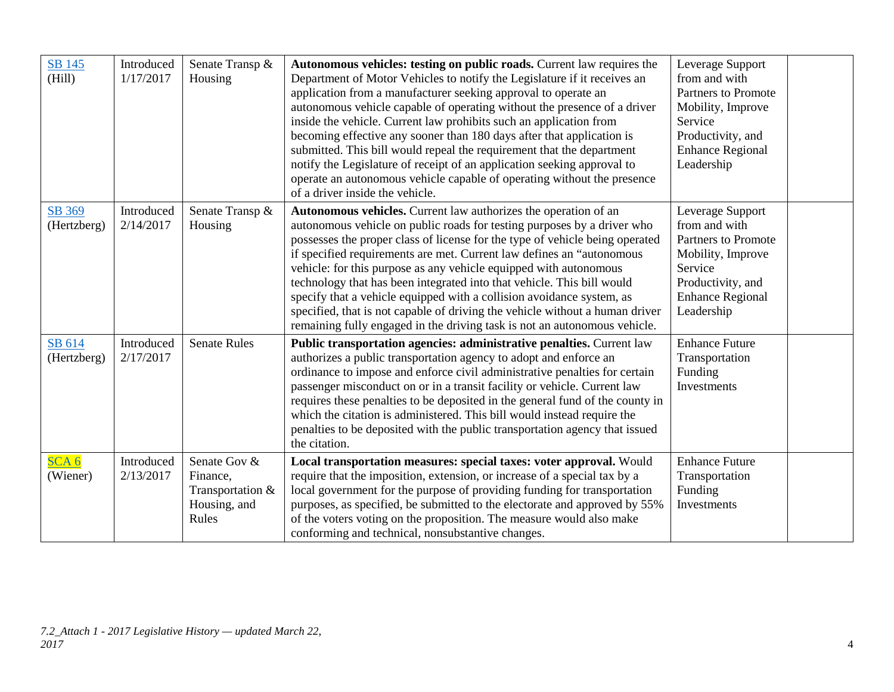| | | | | | |
|---|---|---|---|---|---|
| SB 145 (Hill) | Introduced 1/17/2017 | Senate Transp & Housing | **Autonomous vehicles: testing on public roads.** Current law requires the Department of Motor Vehicles to notify the Legislature if it receives an application from a manufacturer seeking approval to operate an autonomous vehicle capable of operating without the presence of a driver inside the vehicle. Current law prohibits such an application from becoming effective any sooner than 180 days after that application is submitted. This bill would repeal the requirement that the department notify the Legislature of receipt of an application seeking approval to operate an autonomous vehicle capable of operating without the presence of a driver inside the vehicle. | Leverage Support from and with Partners to Promote Mobility, Improve Service Productivity, and Enhance Regional Leadership | |
| SB 369 (Hertzberg) | Introduced 2/14/2017 | Senate Transp & Housing | **Autonomous vehicles.** Current law authorizes the operation of an autonomous vehicle on public roads for testing purposes by a driver who possesses the proper class of license for the type of vehicle being operated if specified requirements are met. Current law defines an "autonomous vehicle: for this purpose as any vehicle equipped with autonomous technology that has been integrated into that vehicle. This bill would specify that a vehicle equipped with a collision avoidance system, as specified, that is not capable of driving the vehicle without a human driver remaining fully engaged in the driving task is not an autonomous vehicle. | Leverage Support from and with Partners to Promote Mobility, Improve Service Productivity, and Enhance Regional Leadership | |
| SB 614 (Hertzberg) | Introduced 2/17/2017 | Senate Rules | **Public transportation agencies: administrative penalties.** Current law authorizes a public transportation agency to adopt and enforce an ordinance to impose and enforce civil administrative penalties for certain passenger misconduct on or in a transit facility or vehicle. Current law requires these penalties to be deposited in the general fund of the county in which the citation is administered. This bill would instead require the penalties to be deposited with the public transportation agency that issued the citation. | Enhance Future Transportation Funding Investments | |
| SCA 6 (Wiener) | Introduced 2/13/2017 | Senate Gov & Finance, Transportation & Housing, and Rules | **Local transportation measures: special taxes: voter approval.** Would require that the imposition, extension, or increase of a special tax by a local government for the purpose of providing funding for transportation purposes, as specified, be submitted to the electorate and approved by 55% of the voters voting on the proposition. The measure would also make conforming and technical, nonsubstantive changes. | Enhance Future Transportation Funding Investments | |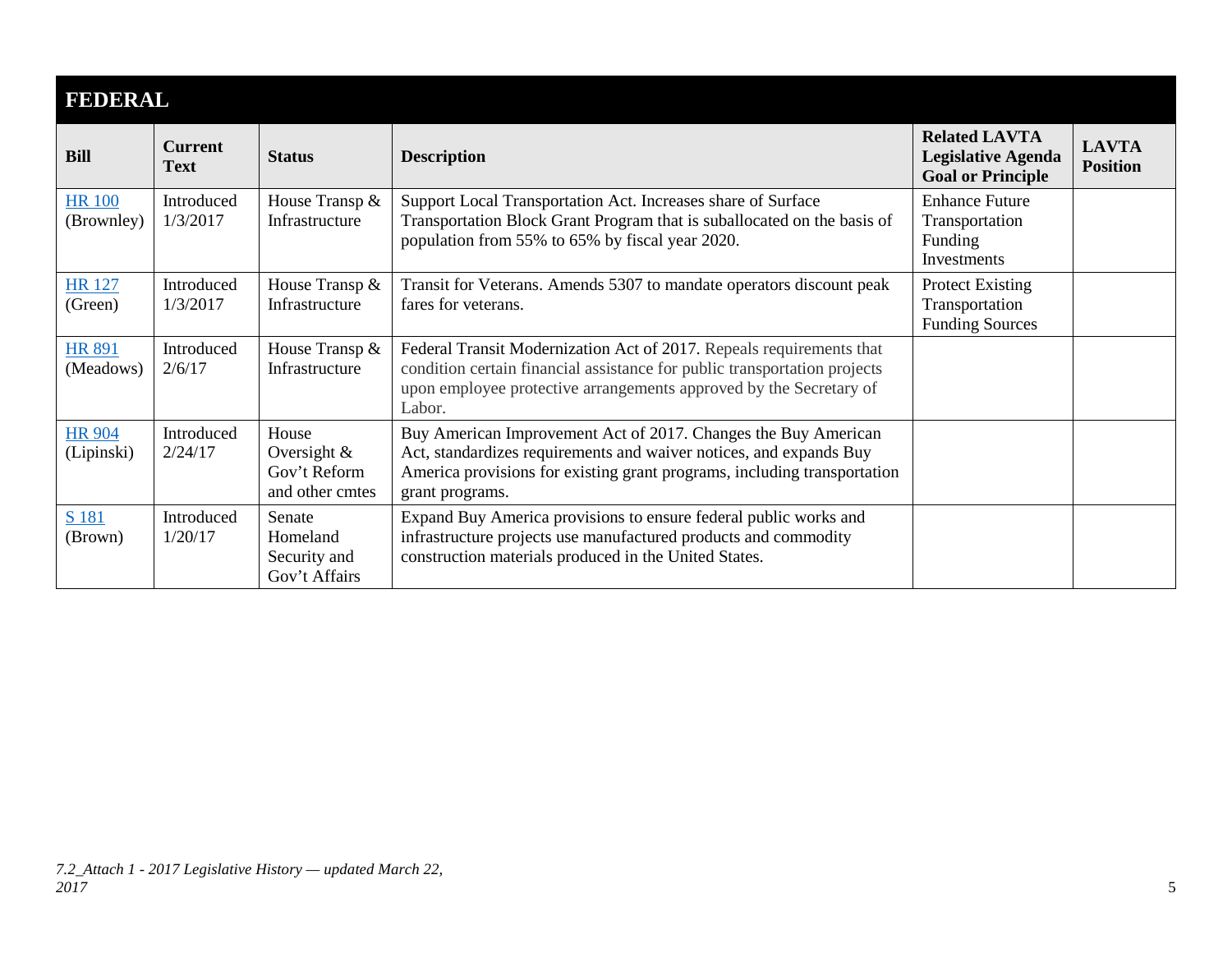## FEDERAL

| Bill | Current Text | Status | Description | Related LAVTA Legislative Agenda Goal or Principle | LAVTA Position |
|---|---|---|---|---|---|
| HR 100 (Brownley) | Introduced 1/3/2017 | House Transp & Infrastructure | Support Local Transportation Act. Increases share of Surface Transportation Block Grant Program that is suballocated on the basis of population from 55% to 65% by fiscal year 2020. | Enhance Future Transportation Funding Investments | |
| HR 127 (Green) | Introduced 1/3/2017 | House Transp & Infrastructure | Transit for Veterans. Amends 5307 to mandate operators discount peak fares for veterans. | Protect Existing Transportation Funding Sources | |
| HR 891 (Meadows) | Introduced 2/6/17 | House Transp & Infrastructure | Federal Transit Modernization Act of 2017. Repeals requirements that condition certain financial assistance for public transportation projects upon employee protective arrangements approved by the Secretary of Labor. | | |
| HR 904 (Lipinski) | Introduced 2/24/17 | House Oversight & Gov't Reform and other cmtes | Buy American Improvement Act of 2017. Changes the Buy American Act, standardizes requirements and waiver notices, and expands Buy America provisions for existing grant programs, including transportation grant programs. | | |
| S 181 (Brown) | Introduced 1/20/17 | Senate Homeland Security and Gov't Affairs | Expand Buy America provisions to ensure federal public works and infrastructure projects use manufactured products and commodity construction materials produced in the United States. | | |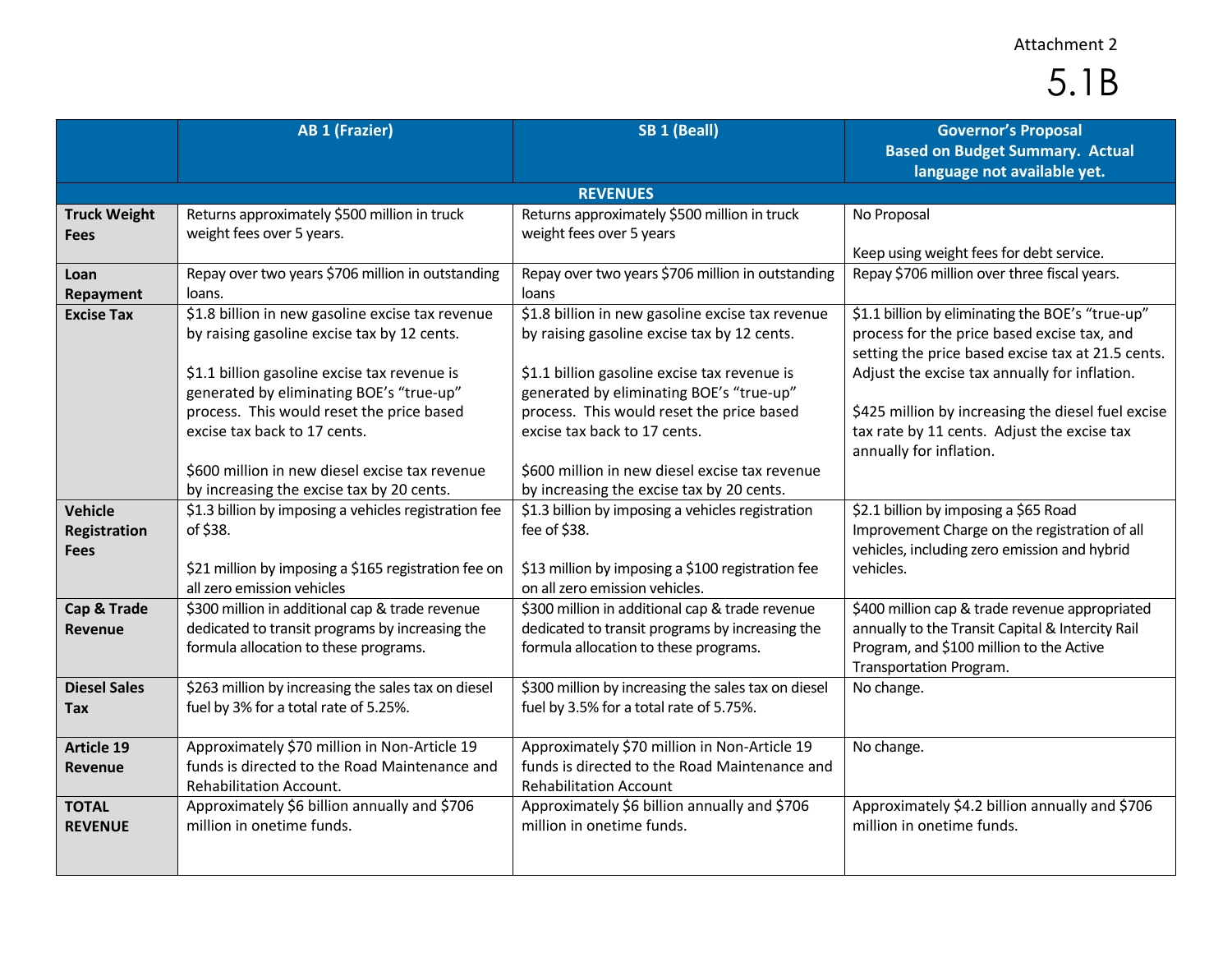Attachment 2

# 5.1B

| | AB 1 (Frazier) | SB 1 (Beall) | Governor's Proposal<br>Based on Budget Summary. Actual language not available yet. |
|---|---|---|---|
| **REVENUES** | | | |
| **Truck Weight Fees** | Returns approximately $500 million in truck weight fees over 5 years. | Returns approximately $500 million in truck weight fees over 5 years | No Proposal<br><br>Keep using weight fees for debt service. |
| **Loan Repayment** | Repay over two years $706 million in outstanding loans. | Repay over two years $706 million in outstanding loans | Repay $706 million over three fiscal years. |
| **Excise Tax** | $1.8 billion in new gasoline excise tax revenue by raising gasoline excise tax by 12 cents.<br><br>$1.1 billion gasoline excise tax revenue is generated by eliminating BOE's "true-up" process. This would reset the price based excise tax back to 17 cents.<br><br>$600 million in new diesel excise tax revenue by increasing the excise tax by 20 cents. | $1.8 billion in new gasoline excise tax revenue by raising gasoline excise tax by 12 cents.<br><br>$1.1 billion gasoline excise tax revenue is generated by eliminating BOE's "true-up" process. This would reset the price based excise tax back to 17 cents.<br><br>$600 million in new diesel excise tax revenue by increasing the excise tax by 20 cents. | $1.1 billion by eliminating the BOE's "true-up" process for the price based excise tax, and setting the price based excise tax at 21.5 cents. Adjust the excise tax annually for inflation.<br><br>$425 million by increasing the diesel fuel excise tax rate by 11 cents. Adjust the excise tax annually for inflation. |
| **Vehicle Registration Fees** | $1.3 billion by imposing a vehicles registration fee of $38.<br><br>$21 million by imposing a $165 registration fee on all zero emission vehicles | $1.3 billion by imposing a vehicles registration fee of $38.<br><br>$13 million by imposing a $100 registration fee on all zero emission vehicles. | $2.1 billion by imposing a $65 Road Improvement Charge on the registration of all vehicles, including zero emission and hybrid vehicles. |
| **Cap & Trade Revenue** | $300 million in additional cap & trade revenue dedicated to transit programs by increasing the formula allocation to these programs. | $300 million in additional cap & trade revenue dedicated to transit programs by increasing the formula allocation to these programs. | $400 million cap & trade revenue appropriated annually to the Transit Capital & Intercity Rail Program, and $100 million to the Active Transportation Program. |
| **Diesel Sales Tax** | $263 million by increasing the sales tax on diesel fuel by 3% for a total rate of 5.25%. | $300 million by increasing the sales tax on diesel fuel by 3.5% for a total rate of 5.75%. | No change. |
| **Article 19 Revenue** | Approximately $70 million in Non-Article 19 funds is directed to the Road Maintenance and Rehabilitation Account. | Approximately $70 million in Non-Article 19 funds is directed to the Road Maintenance and Rehabilitation Account | No change. |
| **TOTAL REVENUE** | Approximately $6 billion annually and $706 million in onetime funds. | Approximately $6 billion annually and $706 million in onetime funds. | Approximately $4.2 billion annually and $706 million in onetime funds. |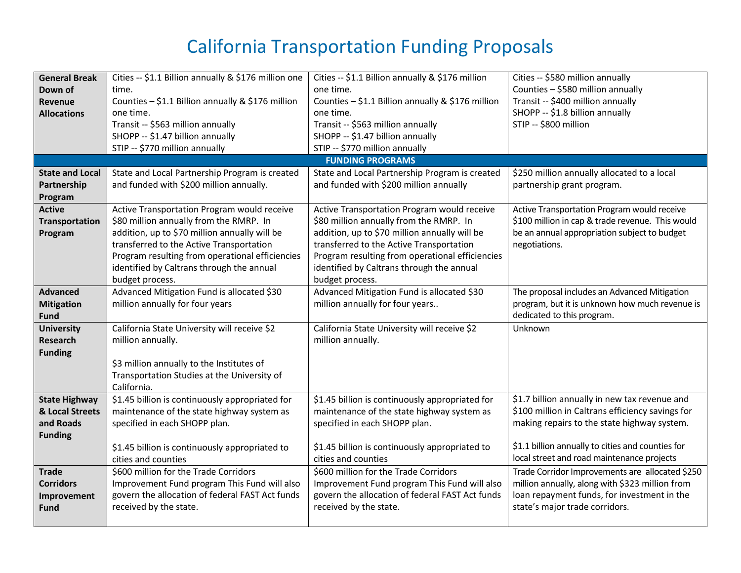# California Transportation Funding Proposals

| | | | |
|---|---|---|---|
| **General Break Down of Revenue Allocations** | Cities -- $1.1 Billion annually & $176 million one time.<br>Counties – $1.1 Billion annually & $176 million one time.<br>Transit -- $563 million annually<br>SHOPP -- $1.47 billion annually<br>STIP -- $770 million annually | Cities -- $1.1 Billion annually & $176 million one time.<br>Counties – $1.1 Billion annually & $176 million one time.<br>Transit -- $563 million annually<br>SHOPP -- $1.47 billion annually<br>STIP -- $770 million annually | Cities -- $580 million annually<br>Counties – $580 million annually<br>Transit -- $400 million annually<br>SHOPP -- $1.8 billion annually<br>STIP -- $800 million |
| **FUNDING PROGRAMS** | | | |
| **State and Local Partnership Program** | State and Local Partnership Program is created and funded with $200 million annually. | State and Local Partnership Program is created and funded with $200 million annually | $250 million annually allocated to a local partnership grant program. |
| **Active Transportation Program** | Active Transportation Program would receive $80 million annually from the RMRP. In addition, up to $70 million annually will be transferred to the Active Transportation Program resulting from operational efficiencies identified by Caltrans through the annual budget process. | Active Transportation Program would receive $80 million annually from the RMRP. In addition, up to $70 million annually will be transferred to the Active Transportation Program resulting from operational efficiencies identified by Caltrans through the annual budget process. | Active Transportation Program would receive $100 million in cap & trade revenue. This would be an annual appropriation subject to budget negotiations. |
| **Advanced Mitigation Fund** | Advanced Mitigation Fund is allocated $30 million annually for four years | Advanced Mitigation Fund is allocated $30 million annually for four years.. | The proposal includes an Advanced Mitigation program, but it is unknown how much revenue is dedicated to this program. |
| **University Research Funding** | California State University will receive $2 million annually.<br><br>$3 million annually to the Institutes of Transportation Studies at the University of California. | California State University will receive $2 million annually. | Unknown |
| **State Highway & Local Streets and Roads Funding** | $1.45 billion is continuously appropriated for maintenance of the state highway system as specified in each SHOPP plan.<br><br>$1.45 billion is continuously appropriated to cities and counties | $1.45 billion is continuously appropriated for maintenance of the state highway system as specified in each SHOPP plan.<br><br>$1.45 billion is continuously appropriated to cities and counties | $1.7 billion annually in new tax revenue and $100 million in Caltrans efficiency savings for making repairs to the state highway system.<br><br>$1.1 billion annually to cities and counties for local street and road maintenance projects |
| **Trade Corridors Improvement Fund** | $600 million for the Trade Corridors Improvement Fund program This Fund will also govern the allocation of federal FAST Act funds received by the state. | $600 million for the Trade Corridors Improvement Fund program This Fund will also govern the allocation of federal FAST Act funds received by the state. | Trade Corridor Improvements are allocated $250 million annually, along with $323 million from loan repayment funds, for investment in the state's major trade corridors. |